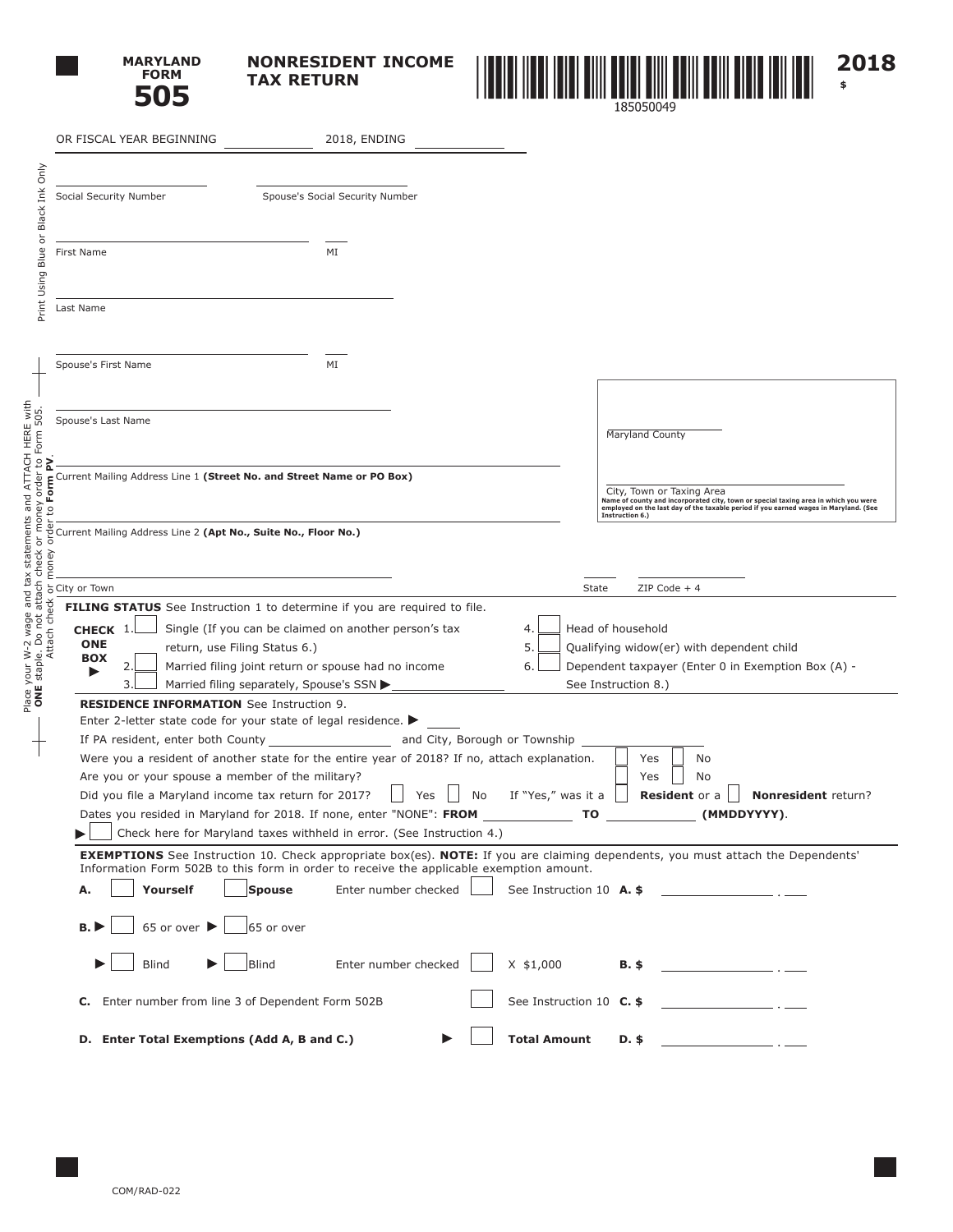# MARYLAND FORM 505

## NONRESIDENT INCOME TAX RETURN

185050049

**2018**

$

OR FISCAL YEAR BEGINNING ____________ 2018, ENDING ____________

Print Using Blue or Black Ink Only

Social Security Number ____________ Spouse's Social Security Number ____________

First Name ____________ MI ____

Last Name ____________

Spouse's First Name ____________ MI ____

Spouse's Last Name ____________

Place your W-2 wage and tax statements and ATTACH HERE with **ONE** staple. Do not attach check or money order to Form 505. Attach check or money order to **Form PV**.

Current Mailing Address Line 1 **(Street No. and Street Name or PO Box)**

Current Mailing Address Line 2 **(Apt No., Suite No., Floor No.)**

City or Town ____________ State ____ ZIP Code + 4 ____________

Maryland County ____________

City, Town or Taxing Area ____________

Name of county and incorporated city, town or special taxing area in which you were employed on the last day of the taxable period if you earned wages in Maryland. (See Instruction 6.)

**FILING STATUS** See Instruction 1 to determine if you are required to file.

**CHECK ONE BOX** ▶

1. ☐ Single (If you can be claimed on another person's tax return, use Filing Status 6.)
2. ☐ Married filing joint return or spouse had no income
3. ☐ Married filing separately, Spouse's SSN ▶ ____________
4. ☐ Head of household
5. ☐ Qualifying widow(er) with dependent child
6. ☐ Dependent taxpayer (Enter 0 in Exemption Box (A) - See Instruction 8.)

**RESIDENCE INFORMATION** See Instruction 9.

Enter 2-letter state code for your state of legal residence. ▶ ____

If PA resident, enter both County ____________ and City, Borough or Township ____________

Were you a resident of another state for the entire year of 2018? If no, attach explanation. ☐ Yes ☐ No

Are you or your spouse a member of the military? ☐ Yes ☐ No

Did you file a Maryland income tax return for 2017? ☐ Yes ☐ No If "Yes," was it a ☐ **Resident** or a ☐ **Nonresident** return?

Dates you resided in Maryland for 2018. If none, enter "NONE": **FROM** ____________ **TO** ____________ **(MMDDYYYY)**.

▶ ☐ Check here for Maryland taxes withheld in error. (See Instruction 4.)

**EXEMPTIONS** See Instruction 10. Check appropriate box(es). **NOTE:** If you are claiming dependents, you must attach the Dependents' Information Form 502B to this form in order to receive the applicable exemption amount.

**A.** ☐ **Yourself** ☐ **Spouse** Enter number checked ☐ See Instruction 10 **A. $** ____________ . ____

**B.** ▶ ☐ 65 or over ▶ ☐ 65 or over

▶ ☐ Blind ▶ ☐ Blind Enter number checked ☐ X $1,000 **B. $** ____________ . ____

**C.** Enter number from line 3 of Dependent Form 502B ☐ See Instruction 10 **C. $** ____________ . ____

**D. Enter Total Exemptions (Add A, B and C.)** ▶ ☐ **Total Amount D. $** ____________ . ____

COM/RAD-022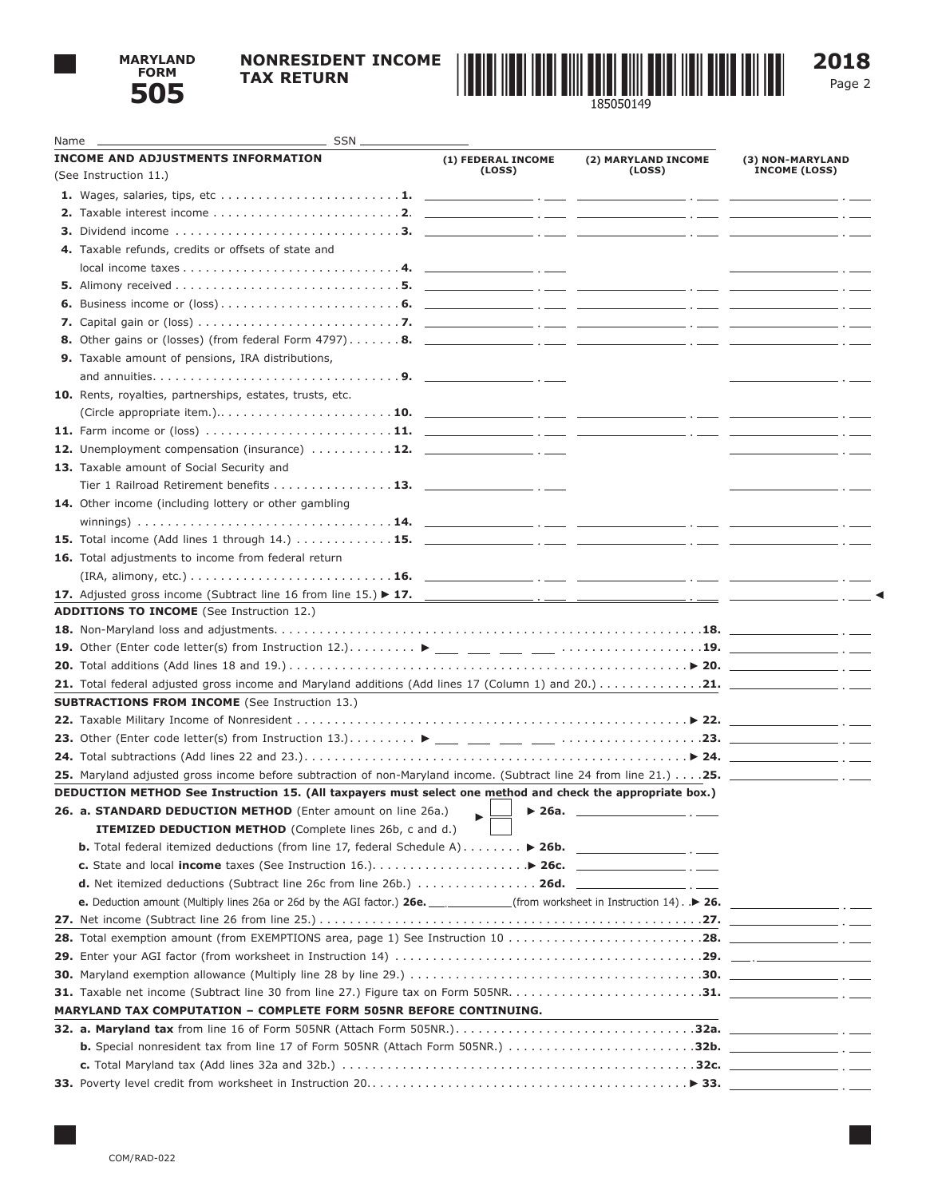**MARYLAND FORM 505** — **NONRESIDENT INCOME TAX RETURN** — **2018**

185050149

Name ______________________ SSN ______________

| INCOME AND ADJUSTMENTS INFORMATION (See Instruction 11.) | (1) FEDERAL INCOME (LOSS) | (2) MARYLAND INCOME (LOSS) | (3) NON-MARYLAND INCOME (LOSS) |
|---|---|---|---|
| **1.** Wages, salaries, tips, etc . . . . . **1.** | | | |
| **2.** Taxable interest income . . . . . **2.** | | | |
| **3.** Dividend income . . . . . **3.** | | | |
| **4.** Taxable refunds, credits or offsets of state and local income taxes . . . . . **4.** | | | |
| **5.** Alimony received . . . . . **5.** | | | |
| **6.** Business income or (loss) . . . . . **6.** | | | |
| **7.** Capital gain or (loss) . . . . . **7.** | | | |
| **8.** Other gains or (losses) (from federal Form 4797) . . . . . **8.** | | | |
| **9.** Taxable amount of pensions, IRA distributions, and annuities . . . . . **9.** | | | |
| **10.** Rents, royalties, partnerships, estates, trusts, etc. (Circle appropriate item.) . . . . . **10.** | | | |
| **11.** Farm income or (loss) . . . . . **11.** | | | |
| **12.** Unemployment compensation (insurance) . . . . . **12.** | | | |
| **13.** Taxable amount of Social Security and Tier 1 Railroad Retirement benefits . . . . . **13.** | | | |
| **14.** Other income (including lottery or other gambling winnings) . . . . . **14.** | | | |
| **15.** Total income (Add lines 1 through 14.) . . . . . **15.** | | | |
| **16.** Total adjustments to income from federal return (IRA, alimony, etc.) . . . . . **16.** | | | |
| **17.** Adjusted gross income (Subtract line 16 from line 15.) ▶ **17.** | | | ◀ |

**ADDITIONS TO INCOME** (See Instruction 12.)

**18.** Non-Maryland loss and adjustments. . . . . **18.** ____________

**19.** Other (Enter code letter(s) from Instruction 12.) . . . . . ▶ ___ ___ ___ ___ . . . . . **19.** ____________

**20.** Total additions (Add lines 18 and 19.) . . . . . ▶ **20.** ____________

**21.** Total federal adjusted gross income and Maryland additions (Add lines 17 (Column 1) and 20.) . . . . . **21.** ____________

**SUBTRACTIONS FROM INCOME** (See Instruction 13.)

**22.** Taxable Military Income of Nonresident . . . . . ▶ **22.** ____________

**23.** Other (Enter code letter(s) from Instruction 13.) . . . . . ▶ ___ ___ ___ ___ . . . . . **23.** ____________

**24.** Total subtractions (Add lines 22 and 23.) . . . . . ▶ **24.** ____________

**25.** Maryland adjusted gross income before subtraction of non-Maryland income. (Subtract line 24 from line 21.) . . . . **25.** ____________

**DEDUCTION METHOD See Instruction 15. (All taxpayers must select one method and check the appropriate box.)**

**26. a. STANDARD DEDUCTION METHOD** (Enter amount on line 26a.) ▶ ☐ ▶ **26a.** ____________

**ITEMIZED DEDUCTION METHOD** (Complete lines 26b, c and d.) ☐

**b.** Total federal itemized deductions (from line 17, federal Schedule A) . . . . . ▶ **26b.** ____________

**c.** State and local **income** taxes (See Instruction 16.) . . . . . ▶ **26c.** ____________

**d.** Net itemized deductions (Subtract line 26c from line 26b.) . . . . . **26d.** ____________

**e.** Deduction amount (Multiply lines 26a or 26d by the AGI factor.) **26e.** ___.________ (from worksheet in Instruction 14) . . ▶ **26.** ____________

**27.** Net income (Subtract line 26 from line 25.) . . . . . **27.** ____________

**28.** Total exemption amount (from EXEMPTIONS area, page 1) See Instruction 10 . . . . . **28.** ____________

**29.** Enter your AGI factor (from worksheet in Instruction 14) . . . . . **29.** ___.________

**30.** Maryland exemption allowance (Multiply line 28 by line 29.) . . . . . **30.** ____________

**31.** Taxable net income (Subtract line 30 from line 27.) Figure tax on Form 505NR. . . . . . **31.** ____________

**MARYLAND TAX COMPUTATION – COMPLETE FORM 505NR BEFORE CONTINUING.**

**32. a. Maryland tax** from line 16 of Form 505NR (Attach Form 505NR.) . . . . . **32a.** ____________

**b.** Special nonresident tax from line 17 of Form 505NR (Attach Form 505NR.) . . . . . **32b.** ____________

**c.** Total Maryland tax (Add lines 32a and 32b.) . . . . . **32c.** ____________

**33.** Poverty level credit from worksheet in Instruction 20. . . . . . ▶ **33.** ____________

COM/RAD-022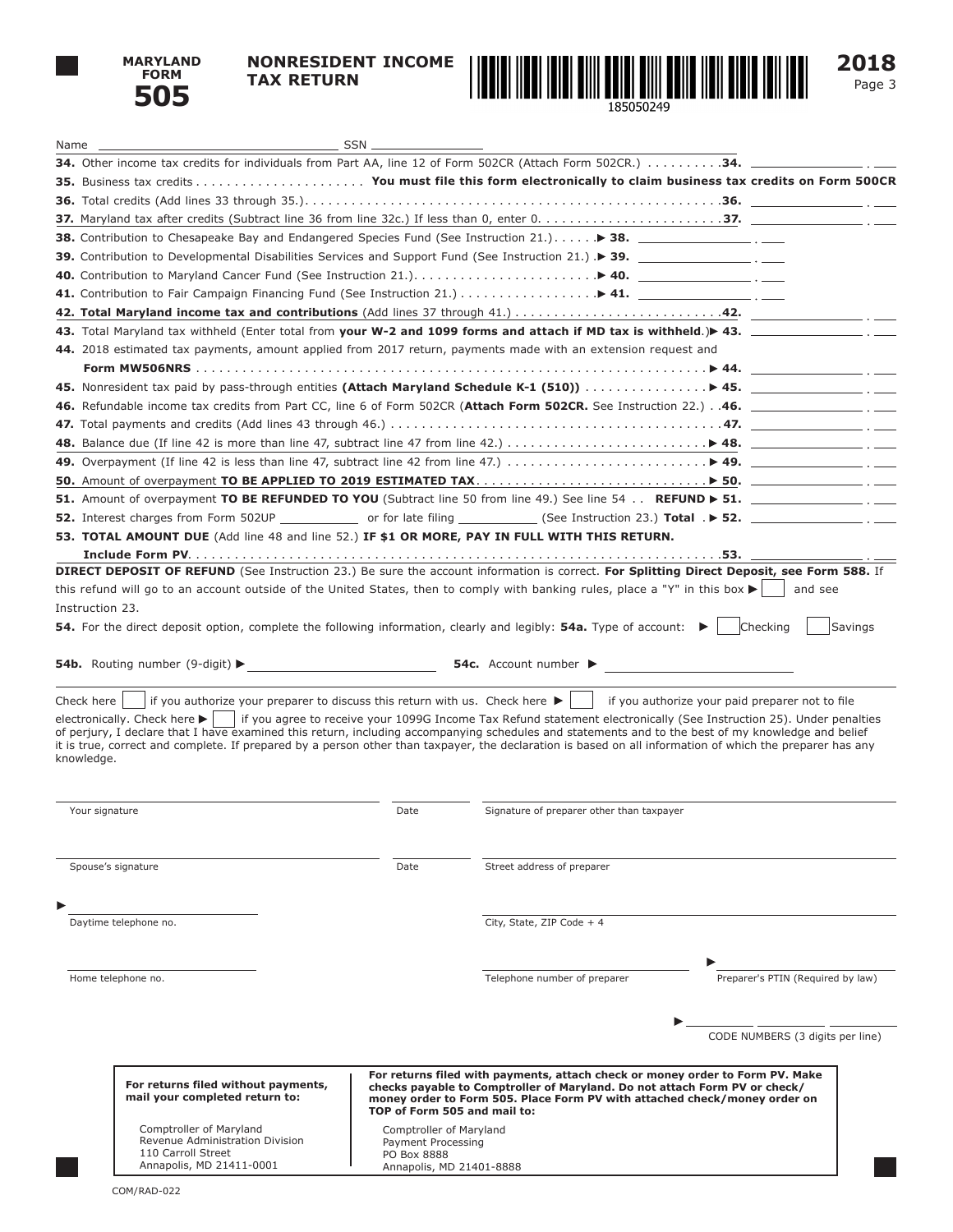MARYLAND FORM **505**

**NONRESIDENT INCOME TAX RETURN**

185050249

**2018**

Name ______________________ SSN ______________

**34.** Other income tax credits for individuals from Part AA, line 12 of Form 502CR (Attach Form 502CR.) . . . . . . . . . .**34.** ____________ . ___

**35.** Business tax credits . . . . . . . . . . . . . . . . . . . . . **You must file this form electronically to claim business tax credits on Form 500CR**

**36.** Total credits (Add lines 33 through 35.) . . . . . . . . . . . . . . . . . . . . . . . . . . . . . . . . . . . . . . . . . . . . . . . . . . . .**36.** ____________ . ___

**37.** Maryland tax after credits (Subtract line 36 from line 32c.) If less than 0, enter 0. . . . . . . . . . . . . . . . . . . . . . . .**37.** ____________ . ___

**38.** Contribution to Chesapeake Bay and Endangered Species Fund (See Instruction 21.). . . . . . ► **38.** ____________ . ___

**39.** Contribution to Developmental Disabilities Services and Support Fund (See Instruction 21.) .► **39.** ____________ . ___

**40.** Contribution to Maryland Cancer Fund (See Instruction 21.). . . . . . . . . . . . . . . . . . . . . . . .► **40.** ____________ . ___

**41.** Contribution to Fair Campaign Financing Fund (See Instruction 21.) . . . . . . . . . . . . . . . . . .► **41.** ____________ . ___

**42. Total Maryland income tax and contributions** (Add lines 37 through 41.) . . . . . . . . . . . . . . . . . . . . . . . . . . .**42.** ____________ . ___

**43.** Total Maryland tax withheld (Enter total from **your W-2 and 1099 forms and attach if MD tax is withheld**.)► **43.** ____________ . ___

**44.** 2018 estimated tax payments, amount applied from 2017 return, payments made with an extension request and **Form MW506NRS** . . . . . . . . . . . . . . . . . . . . . . . . . . . . . . . . . . . . . . . . . . . . . . . . . . . . . . . . . . . . . ► **44.** ____________ . ___

**45.** Nonresident tax paid by pass-through entities **(Attach Maryland Schedule K-1 (510))** . . . . . . . . . . . . . . . ► **45.** ____________ . ___

**46.** Refundable income tax credits from Part CC, line 6 of Form 502CR (**Attach Form 502CR.** See Instruction 22.) . .**46.** ____________ . ___

**47.** Total payments and credits (Add lines 43 through 46.) . . . . . . . . . . . . . . . . . . . . . . . . . . . . . . . . . . . . . . . . . . .**47.** ____________ . ___

**48.** Balance due (If line 42 is more than line 47, subtract line 47 from line 42.) . . . . . . . . . . . . . . . . . . . . . . . . . . ► **48.** ____________ . ___

**49.** Overpayment (If line 42 is less than line 47, subtract line 42 from line 47.) . . . . . . . . . . . . . . . . . . . . . . . . . . ► **49.** ____________ . ___

**50.** Amount of overpayment **TO BE APPLIED TO 2019 ESTIMATED TAX**. . . . . . . . . . . . . . . . . . . . . . . . . . . . . ► **50.** ____________ . ___

**51.** Amount of overpayment **TO BE REFUNDED TO YOU** (Subtract line 50 from line 49.) See line 54 . . **REFUND ► 51.** ____________ . ___

**52.** Interest charges from Form 502UP ________ or for late filing ________ (See Instruction 23.) **Total** . ► **52.** ____________ . ___

**53. TOTAL AMOUNT DUE** (Add line 48 and line 52.) **IF $1 OR MORE, PAY IN FULL WITH THIS RETURN. Include Form PV**. . . . . . . . . . . . . . . . . . . . . . . . . . . . . . . . . . . . . . . . . . . . . . . . . . . . . . . . . . . . . . . . . . . . . .**53.** ____________ . ___

**DIRECT DEPOSIT OF REFUND** (See Instruction 23.) Be sure the account information is correct. **For Splitting Direct Deposit, see Form 588.** If this refund will go to an account outside of the United States, then to comply with banking rules, place a "Y" in this box ► ☐ and see Instruction 23.

**54.** For the direct deposit option, complete the following information, clearly and legibly: **54a.** Type of account: ► ☐ Checking ☐ Savings

**54b.** Routing number (9-digit) ► ______________________ **54c.** Account number ► ______________________

Check here ☐ if you authorize your preparer to discuss this return with us. Check here ► ☐ if you authorize your paid preparer not to file electronically. Check here ► ☐ if you agree to receive your 1099G Income Tax Refund statement electronically (See Instruction 25). Under penalties of perjury, I declare that I have examined this return, including accompanying schedules and statements and to the best of my knowledge and belief it is true, correct and complete. If prepared by a person other than taxpayer, the declaration is based on all information of which the preparer has any knowledge.

Your signature ______________________ Date __________ Signature of preparer other than taxpayer ______________________

Spouse's signature ______________________ Date __________ Street address of preparer ______________________

► Daytime telephone no. ______________________ City, State, ZIP Code + 4 ______________________

Home telephone no. ______________________ Telephone number of preparer ______________________ ► Preparer's PTIN (Required by law) ______________________

► CODE NUMBERS (3 digits per line) ______ ______ ______

| **For returns filed without payments, mail your completed return to:** | **For returns filed with payments, attach check or money order to Form PV. Make checks payable to Comptroller of Maryland. Do not attach Form PV or check/money order to Form 505. Place Form PV with attached check/money order on TOP of Form 505 and mail to:** |
| --- | --- |
| Comptroller of Maryland<br>Revenue Administration Division<br>110 Carroll Street<br>Annapolis, MD 21411-0001 | Comptroller of Maryland<br>Payment Processing<br>PO Box 8888<br>Annapolis, MD 21401-8888 |

COM/RAD-022